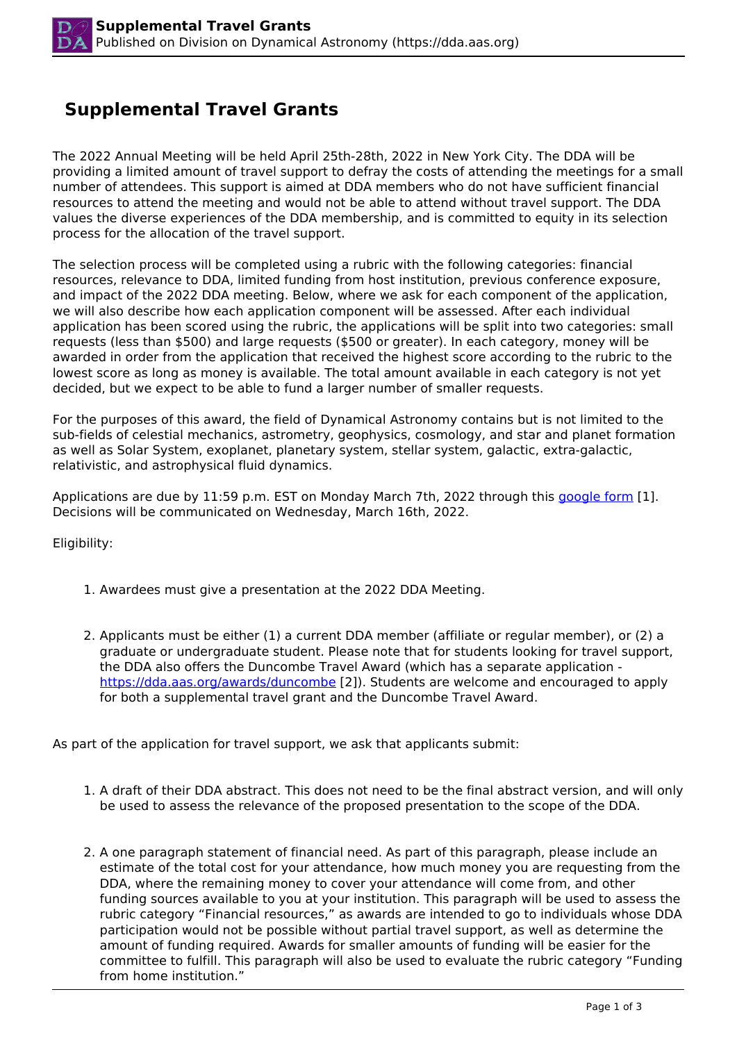# Supplemental Travel Grants

The 2022 Annual Meeting will be held April 25th-28th, 2022 in New York City. The DDA will be providing a limited amount of travel support to defray the costs of attending the meetings for a small number of attendees. This support is aimed at DDA members who do not have sufficient financial resources to attend the meeting and would not be able to attend without travel support. The DDA values the diverse experiences of the DDA membership, and is committed to equity in its selection process for the allocation of the travel support.

The selection process will be completed using a rubric with the following categories: financial resources, relevance to DDA, limited funding from host institution, previous conference exposure, and impact of the 2022 DDA meeting. Below, where we ask for each component of the application, we will also describe how each application component will be assessed. After each individual application has been scored using the rubric, the applications will be split into two categories: small requests (less than $500) and large requests ($500 or greater). In each category, money will be awarded in order from the application that received the highest score according to the rubric to the lowest score as long as money is available. The total amount available in each category is not yet decided, but we expect to be able to fund a larger number of smaller requests.

For the purposes of this award, the field of Dynamical Astronomy contains but is not limited to the sub-fields of celestial mechanics, astrometry, geophysics, cosmology, and star and planet formation as well as Solar System, exoplanet, planetary system, stellar system, galactic, extra-galactic, relativistic, and astrophysical fluid dynamics.

Applications are due by 11:59 p.m. EST on Monday March 7th, 2022 through this google form [1]. Decisions will be communicated on Wednesday, March 16th, 2022.

Eligibility:

1. Awardees must give a presentation at the 2022 DDA Meeting.

2. Applicants must be either (1) a current DDA member (affiliate or regular member), or (2) a graduate or undergraduate student. Please note that for students looking for travel support, the DDA also offers the Duncombe Travel Award (which has a separate application - https://dda.aas.org/awards/duncombe [2]). Students are welcome and encouraged to apply for both a supplemental travel grant and the Duncombe Travel Award.

As part of the application for travel support, we ask that applicants submit:

1. A draft of their DDA abstract. This does not need to be the final abstract version, and will only be used to assess the relevance of the proposed presentation to the scope of the DDA.

2. A one paragraph statement of financial need. As part of this paragraph, please include an estimate of the total cost for your attendance, how much money you are requesting from the DDA, where the remaining money to cover your attendance will come from, and other funding sources available to you at your institution. This paragraph will be used to assess the rubric category "Financial resources," as awards are intended to go to individuals whose DDA participation would not be possible without partial travel support, as well as determine the amount of funding required. Awards for smaller amounts of funding will be easier for the committee to fulfill. This paragraph will also be used to evaluate the rubric category "Funding from home institution."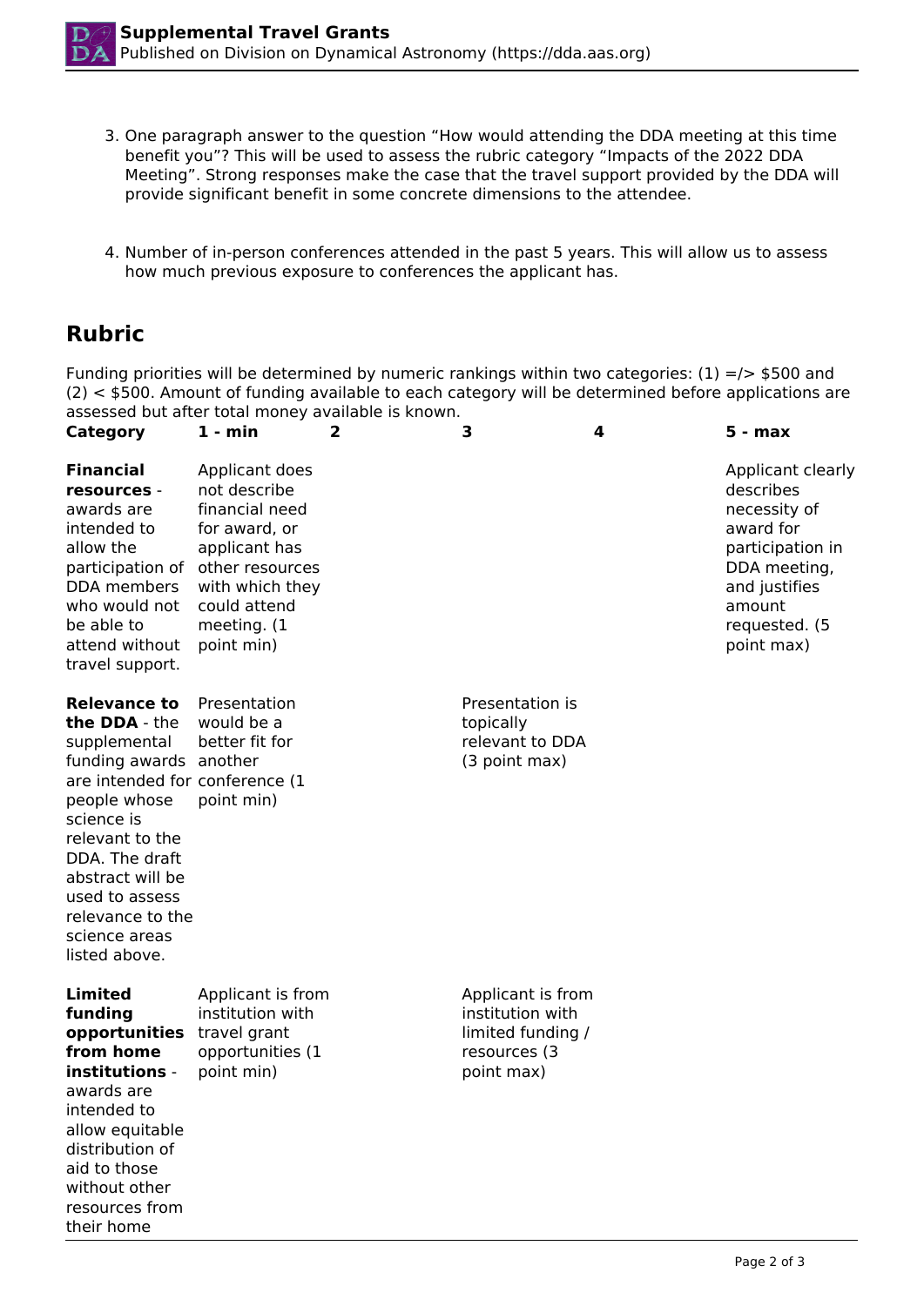3. One paragraph answer to the question “How would attending the DDA meeting at this time benefit you”? This will be used to assess the rubric category “Impacts of the 2022 DDA Meeting”. Strong responses make the case that the travel support provided by the DDA will provide significant benefit in some concrete dimensions to the attendee.

4. Number of in-person conferences attended in the past 5 years. This will allow us to assess how much previous exposure to conferences the applicant has.

## Rubric

Funding priorities will be determined by numeric rankings within two categories: (1) =/> $500 and (2) < $500. Amount of funding available to each category will be determined before applications are assessed but after total money available is known.

| Category | 1 - min | 2 | 3 | 4 | 5 - max |
|---|---|---|---|---|---|
| **Financial resources** - awards are intended to allow the participation of DDA members who would not be able to attend without travel support. | Applicant does not describe financial need for award, or applicant has other resources with which they could attend meeting. (1 point min) | | | | Applicant clearly describes necessity of award for participation in DDA meeting, and justifies amount requested. (5 point max) |
| **Relevance to the DDA** - the supplemental funding awards are intended for people whose science is relevant to the DDA. The draft abstract will be used to assess relevance to the science areas listed above. | Presentation would be a better fit for another conference (1 point min) | | Presentation is topically relevant to DDA (3 point max) | | |
| **Limited funding opportunities from home institutions** - awards are intended to allow equitable distribution of aid to those without other resources from their home | Applicant is from institution with travel grant opportunities (1 point min) | | Applicant is from institution with limited funding / resources (3 point max) | | |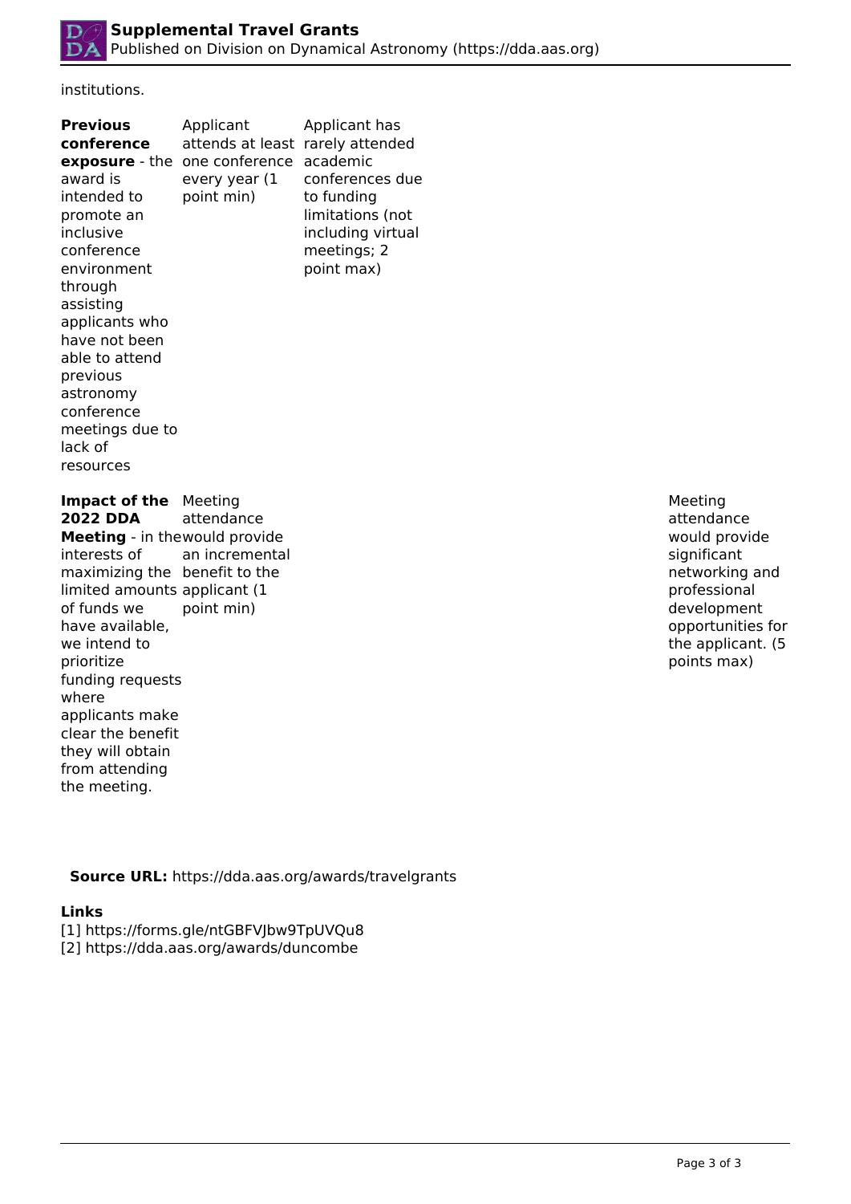institutions.

| | | | | |
|---|---|---|---|---|
| **Previous conference exposure** - the award is intended to promote an inclusive conference environment through assisting applicants who have not been able to attend previous astronomy conference meetings due to lack of resources | Applicant attends at least one conference every year (1 point min) | Applicant has rarely attended academic conferences due to funding limitations (not including virtual meetings; 2 point max) | | |
| **Impact of the 2022 DDA Meeting** - in the interests of maximizing the limited amounts of funds we have available, we intend to prioritize funding requests where applicants make clear the benefit they will obtain from attending the meeting. | Meeting attendance would provide an incremental benefit to the applicant (1 point min) | | | Meeting attendance would provide significant networking and professional development opportunities for the applicant. (5 points max) |

**Source URL:** https://dda.aas.org/awards/travelgrants

**Links**

[1] https://forms.gle/ntGBFVJbw9TpUVQu8

[2] https://dda.aas.org/awards/duncombe